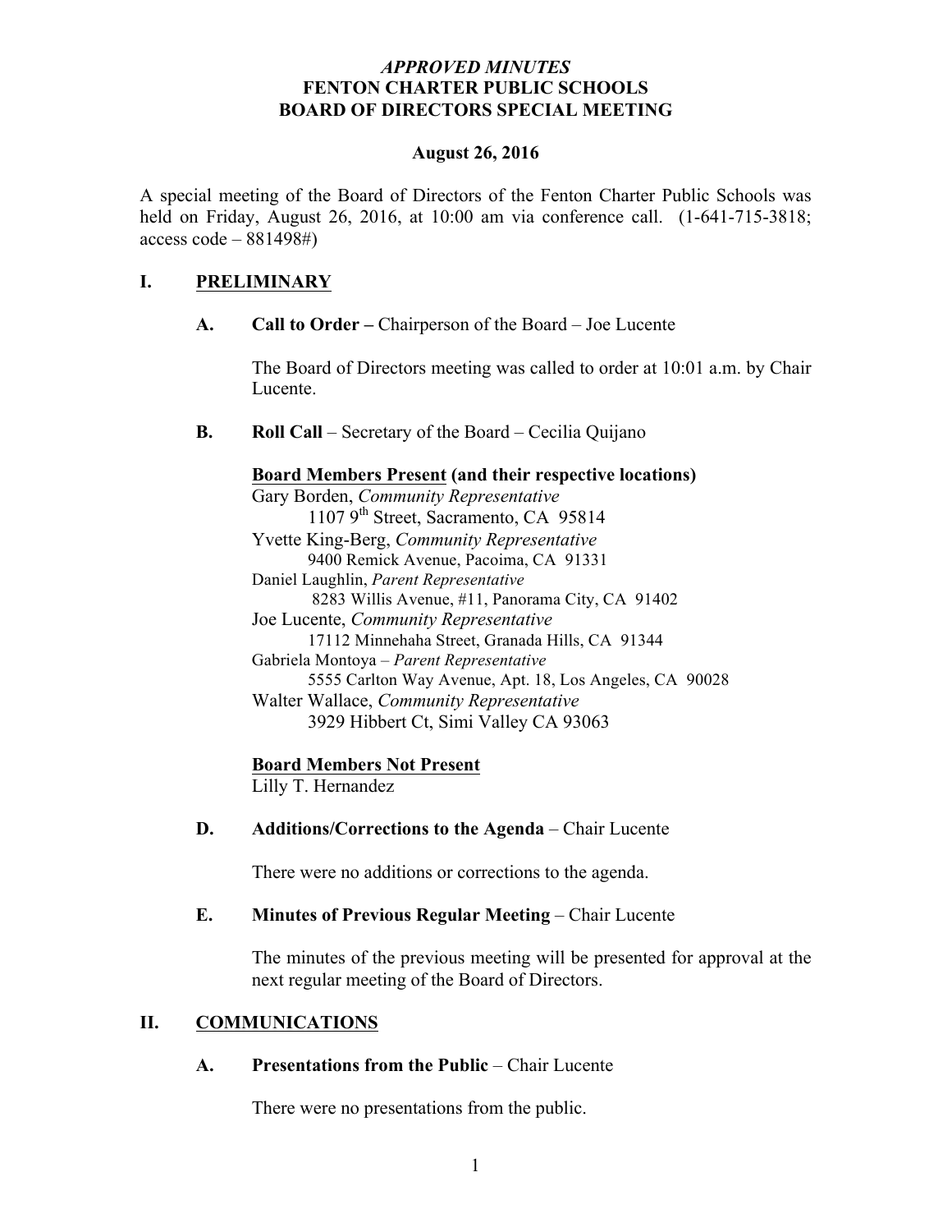***APPROVED MINUTES***
**FENTON CHARTER PUBLIC SCHOOLS**
**BOARD OF DIRECTORS SPECIAL MEETING**

**August 26, 2016**

A special meeting of the Board of Directors of the Fenton Charter Public Schools was held on Friday, August 26, 2016, at 10:00 am via conference call. (1-641-715-3818; access code – 881498#)

## I. PRELIMINARY

**A. Call to Order –** Chairperson of the Board – Joe Lucente

The Board of Directors meeting was called to order at 10:01 a.m. by Chair Lucente.

**B. Roll Call** – Secretary of the Board – Cecilia Quijano

**Board Members Present (and their respective locations)**

Gary Borden, *Community Representative*
1107 9th Street, Sacramento, CA 95814
Yvette King-Berg, *Community Representative*
9400 Remick Avenue, Pacoima, CA 91331
Daniel Laughlin, *Parent Representative*
8283 Willis Avenue, #11, Panorama City, CA 91402
Joe Lucente, *Community Representative*
17112 Minnehaha Street, Granada Hills, CA 91344
Gabriela Montoya – *Parent Representative*
5555 Carlton Way Avenue, Apt. 18, Los Angeles, CA 90028
Walter Wallace, *Community Representative*
3929 Hibbert Ct, Simi Valley CA 93063

**Board Members Not Present**

Lilly T. Hernandez

**D. Additions/Corrections to the Agenda** – Chair Lucente

There were no additions or corrections to the agenda.

**E. Minutes of Previous Regular Meeting** – Chair Lucente

The minutes of the previous meeting will be presented for approval at the next regular meeting of the Board of Directors.

## II. COMMUNICATIONS

**A. Presentations from the Public** – Chair Lucente

There were no presentations from the public.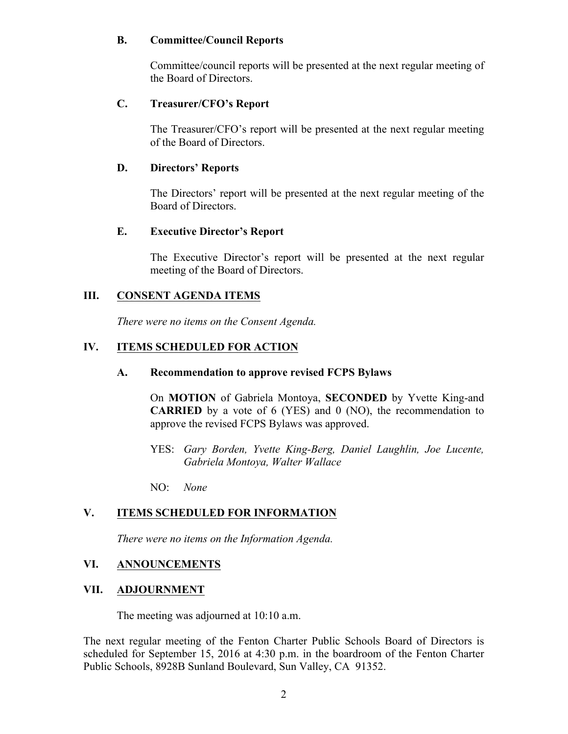### B. Committee/Council Reports

Committee/council reports will be presented at the next regular meeting of the Board of Directors.

### C. Treasurer/CFO's Report

The Treasurer/CFO's report will be presented at the next regular meeting of the Board of Directors.

### D. Directors' Reports

The Directors' report will be presented at the next regular meeting of the Board of Directors.

### E. Executive Director's Report

The Executive Director's report will be presented at the next regular meeting of the Board of Directors.

## III. CONSENT AGENDA ITEMS

*There were no items on the Consent Agenda.*

## IV. ITEMS SCHEDULED FOR ACTION

### A. Recommendation to approve revised FCPS Bylaws

On **MOTION** of Gabriela Montoya, **SECONDED** by Yvette King-and **CARRIED** by a vote of 6 (YES) and 0 (NO), the recommendation to approve the revised FCPS Bylaws was approved.

YES: *Gary Borden, Yvette King-Berg, Daniel Laughlin, Joe Lucente, Gabriela Montoya, Walter Wallace*

NO: *None*

## V. ITEMS SCHEDULED FOR INFORMATION

*There were no items on the Information Agenda.*

## VI. ANNOUNCEMENTS

## VII. ADJOURNMENT

The meeting was adjourned at 10:10 a.m.

The next regular meeting of the Fenton Charter Public Schools Board of Directors is scheduled for September 15, 2016 at 4:30 p.m. in the boardroom of the Fenton Charter Public Schools, 8928B Sunland Boulevard, Sun Valley, CA 91352.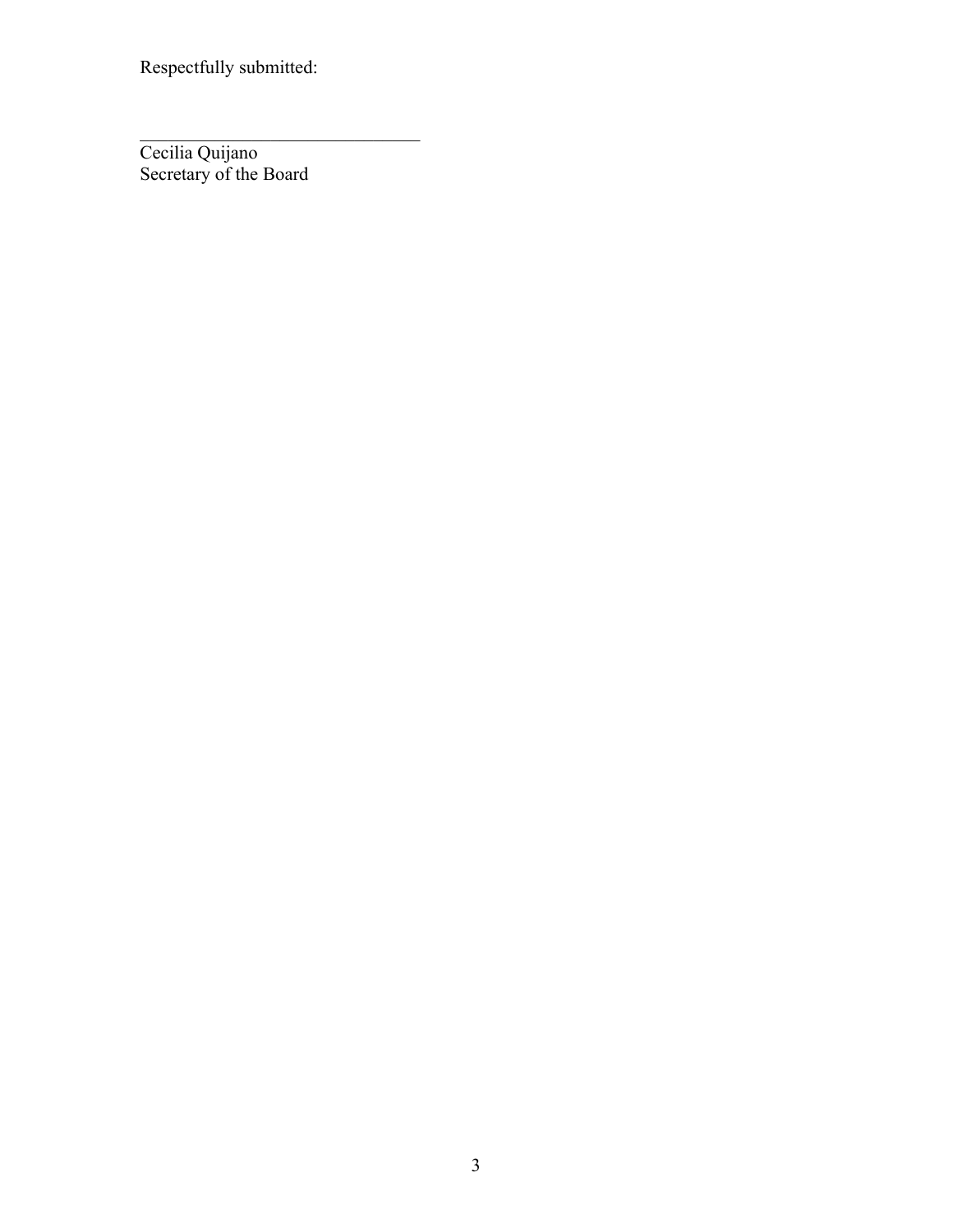Respectfully submitted:

_______________________________
Cecilia Quijano
Secretary of the Board